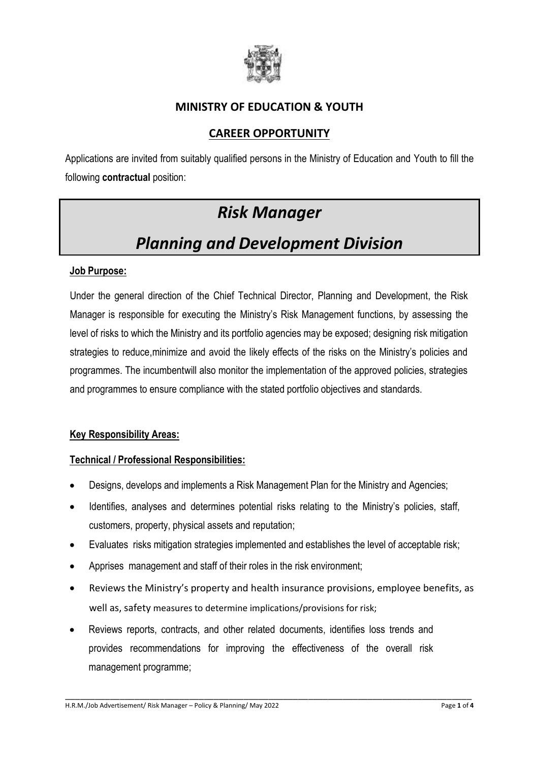## MINISTRY OF EDUCATION & YOUTH

## CAREER OPPORTUNITY

Applications are invited from suitably qualified persons in the Ministry of Education and Youth to fill the following **contractual** position:

# *Risk Manager*

# *Planning and Development Division*

**Job Purpose:**

Under the general direction of the Chief Technical Director, Planning and Development, the Risk Manager is responsible for executing the Ministry's Risk Management functions, by assessing the level of risks to which the Ministry and its portfolio agencies may be exposed; designing risk mitigation strategies to reduce,minimize and avoid the likely effects of the risks on the Ministry's policies and programmes. The incumbentwill also monitor the implementation of the approved policies, strategies and programmes to ensure compliance with the stated portfolio objectives and standards.

**Key Responsibility Areas:**

**Technical / Professional Responsibilities:**

- Designs, develops and implements a Risk Management Plan for the Ministry and Agencies;
- Identifies, analyses and determines potential risks relating to the Ministry's policies, staff, customers, property, physical assets and reputation;
- Evaluates risks mitigation strategies implemented and establishes the level of acceptable risk;
- Apprises management and staff of their roles in the risk environment;
- Reviews the Ministry's property and health insurance provisions, employee benefits, as well as, safety measures to determine implications/provisions for risk;
- Reviews reports, contracts, and other related documents, identifies loss trends and provides recommendations for improving the effectiveness of the overall risk management programme;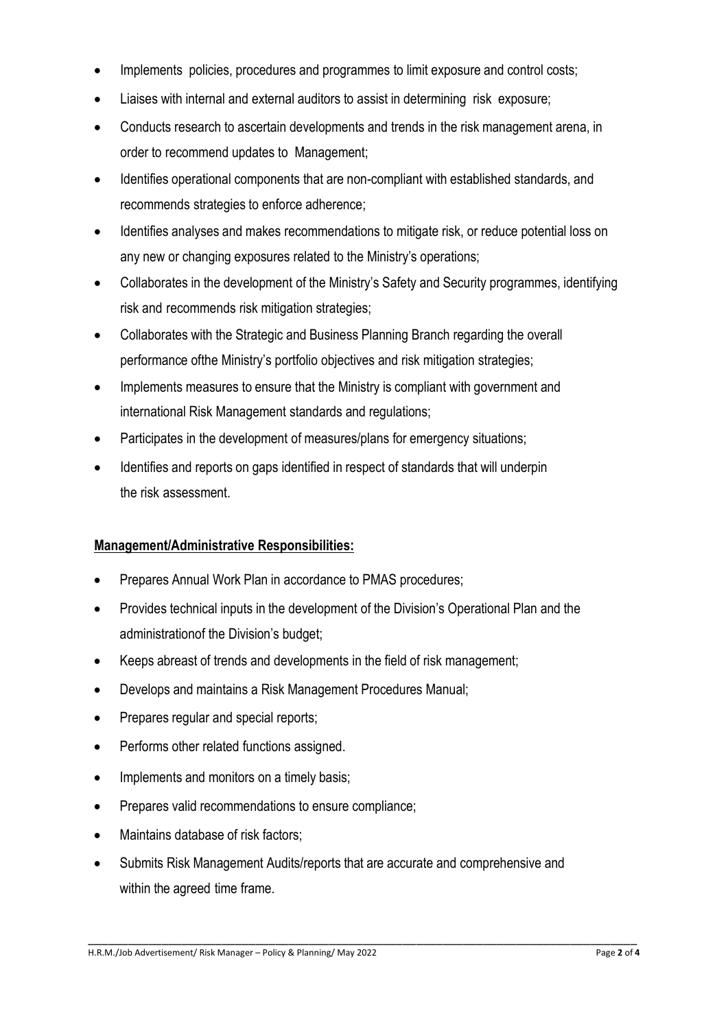- Implements policies, procedures and programmes to limit exposure and control costs;
- Liaises with internal and external auditors to assist in determining risk exposure;
- Conducts research to ascertain developments and trends in the risk management arena, in order to recommend updates to Management;
- Identifies operational components that are non-compliant with established standards, and recommends strategies to enforce adherence;
- Identifies analyses and makes recommendations to mitigate risk, or reduce potential loss on any new or changing exposures related to the Ministry's operations;
- Collaborates in the development of the Ministry's Safety and Security programmes, identifying risk and recommends risk mitigation strategies;
- Collaborates with the Strategic and Business Planning Branch regarding the overall performance ofthe Ministry's portfolio objectives and risk mitigation strategies;
- Implements measures to ensure that the Ministry is compliant with government and international Risk Management standards and regulations;
- Participates in the development of measures/plans for emergency situations;
- Identifies and reports on gaps identified in respect of standards that will underpin the risk assessment.

**Management/Administrative Responsibilities:**

- Prepares Annual Work Plan in accordance to PMAS procedures;
- Provides technical inputs in the development of the Division's Operational Plan and the administrationof the Division's budget;
- Keeps abreast of trends and developments in the field of risk management;
- Develops and maintains a Risk Management Procedures Manual;
- Prepares regular and special reports;
- Performs other related functions assigned.
- Implements and monitors on a timely basis;
- Prepares valid recommendations to ensure compliance;
- Maintains database of risk factors;
- Submits Risk Management Audits/reports that are accurate and comprehensive and within the agreed time frame.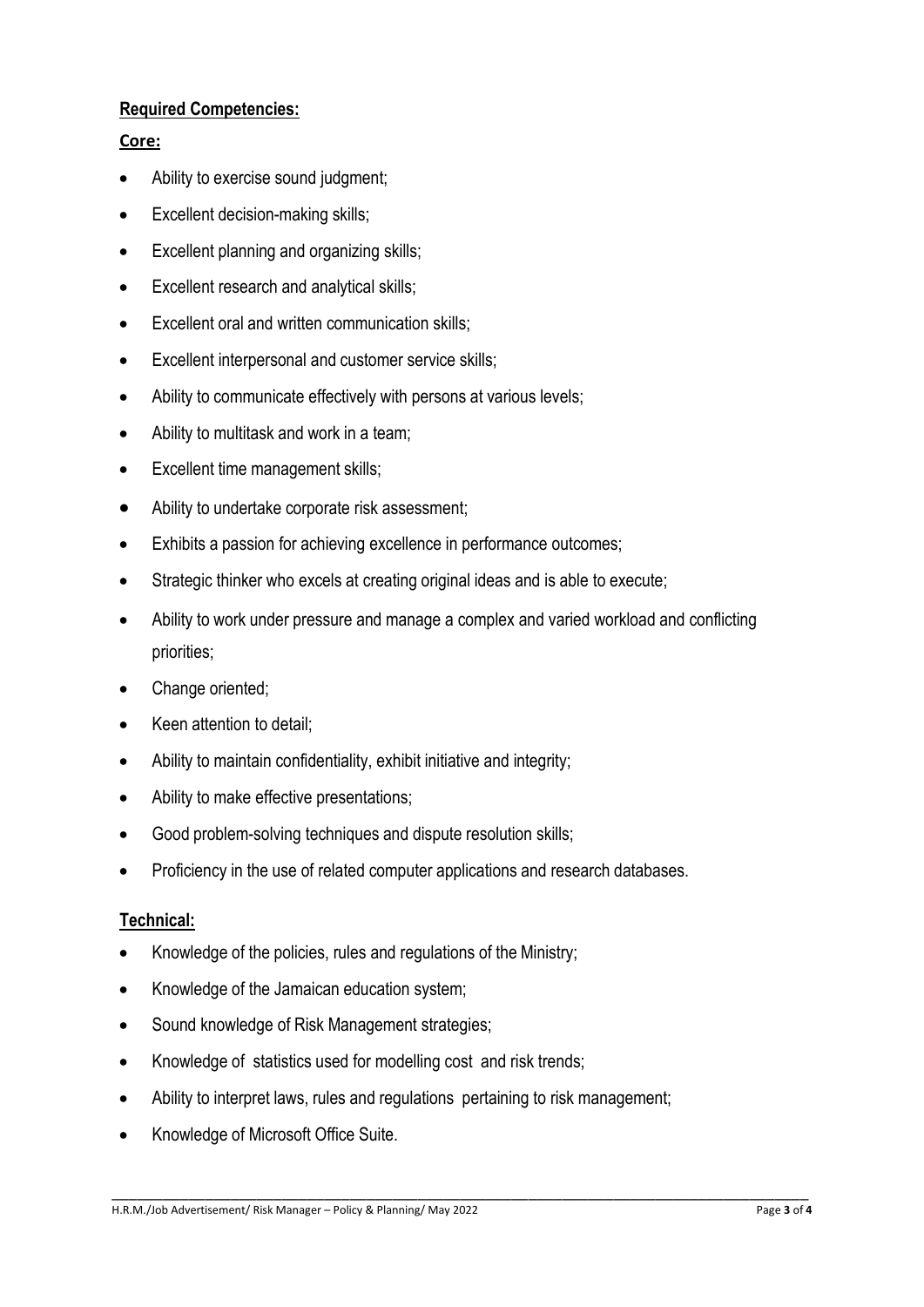**Required Competencies:**

**Core:**

- Ability to exercise sound judgment;
- Excellent decision-making skills;
- Excellent planning and organizing skills;
- Excellent research and analytical skills;
- Excellent oral and written communication skills;
- Excellent interpersonal and customer service skills;
- Ability to communicate effectively with persons at various levels;
- Ability to multitask and work in a team;
- Excellent time management skills;
- Ability to undertake corporate risk assessment;
- Exhibits a passion for achieving excellence in performance outcomes;
- Strategic thinker who excels at creating original ideas and is able to execute;
- Ability to work under pressure and manage a complex and varied workload and conflicting priorities;
- Change oriented;
- Keen attention to detail;
- Ability to maintain confidentiality, exhibit initiative and integrity;
- Ability to make effective presentations;
- Good problem-solving techniques and dispute resolution skills;
- Proficiency in the use of related computer applications and research databases.

**Technical:**

- Knowledge of the policies, rules and regulations of the Ministry;
- Knowledge of the Jamaican education system;
- Sound knowledge of Risk Management strategies;
- Knowledge of statistics used for modelling cost and risk trends;
- Ability to interpret laws, rules and regulations pertaining to risk management;
- Knowledge of Microsoft Office Suite.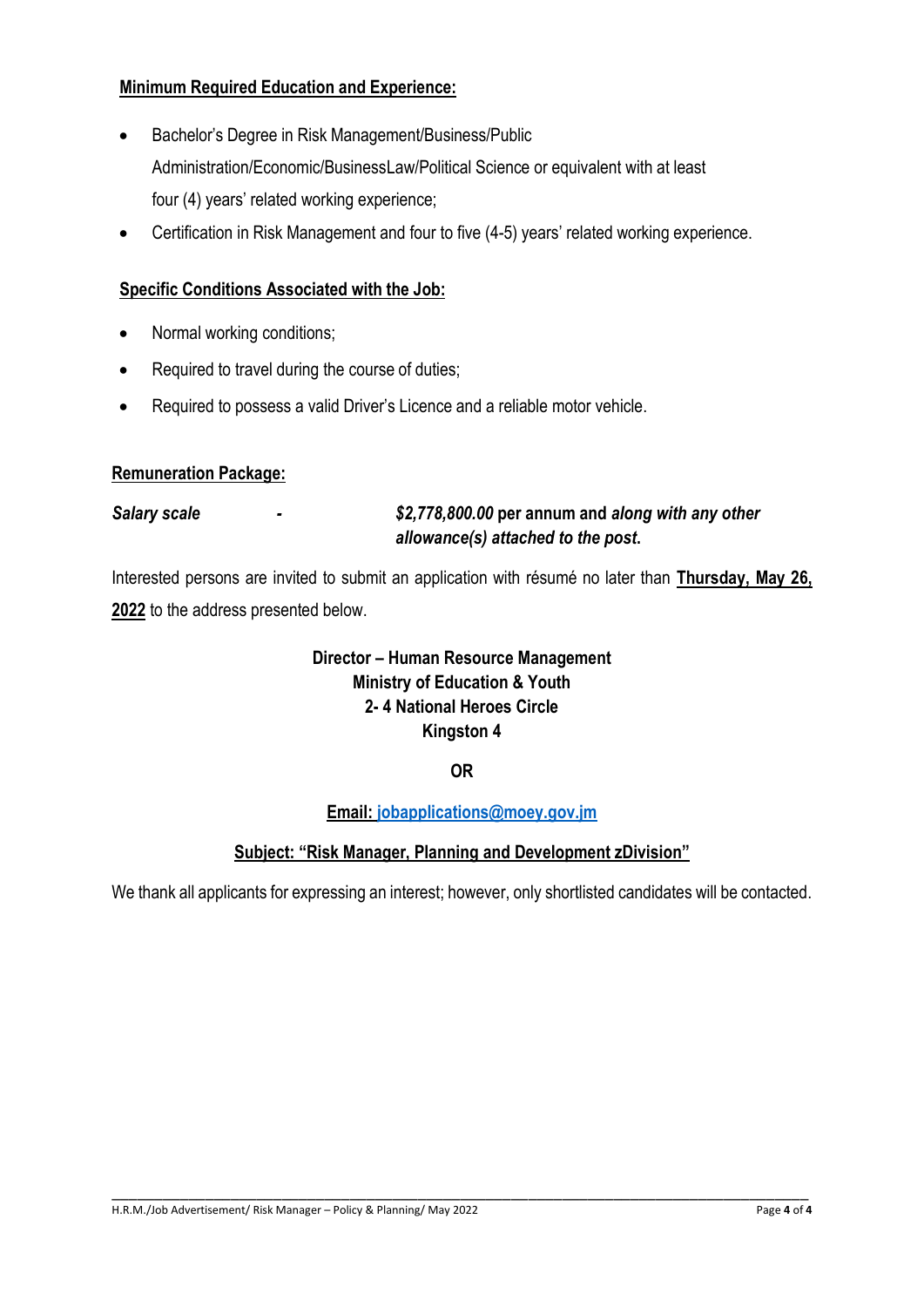## Minimum Required Education and Experience:

- Bachelor's Degree in Risk Management/Business/Public Administration/Economic/BusinessLaw/Political Science or equivalent with at least four (4) years' related working experience;
- Certification in Risk Management and four to five (4-5) years' related working experience.

## Specific Conditions Associated with the Job:

- Normal working conditions;
- Required to travel during the course of duties;
- Required to possess a valid Driver's Licence and a reliable motor vehicle.

## Remuneration Package:

***Salary scale*** **-** ***$2,778,800.00*** **per annum and** ***along with any other allowance(s) attached to the post.***

Interested persons are invited to submit an application with résumé no later than **Thursday, May 26, 2022** to the address presented below.

**Director – Human Resource Management**
**Ministry of Education & Youth**
**2- 4 National Heroes Circle**
**Kingston 4**

**OR**

**Email: jobapplications@moey.gov.jm**

**Subject: "Risk Manager, Planning and Development zDivision"**

We thank all applicants for expressing an interest; however, only shortlisted candidates will be contacted.